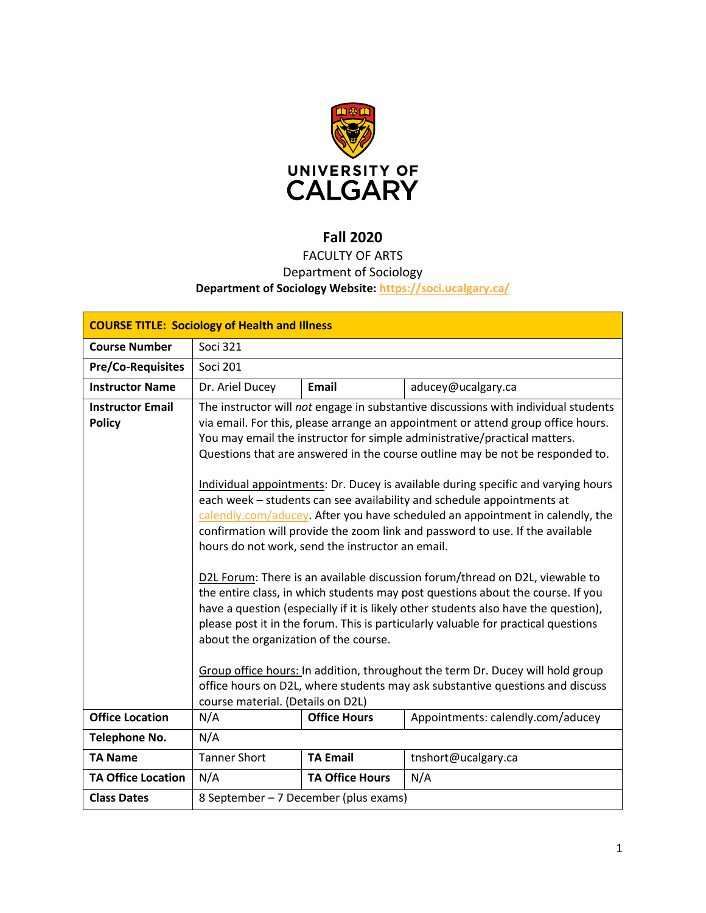UNIVERSITY OF CALGARY

# Fall 2020

FACULTY OF ARTS
Department of Sociology
**Department of Sociology Website: https://soci.ucalgary.ca/**

| **COURSE TITLE: Sociology of Health and Illness** | | | |
|---|---|---|---|
| **Course Number** | Soci 321 | | |
| **Pre/Co-Requisites** | Soci 201 | | |
| **Instructor Name** | Dr. Ariel Ducey | **Email** | aducey@ucalgary.ca |
| **Instructor Email Policy** | The instructor will *not* engage in substantive discussions with individual students via email. For this, please arrange an appointment or attend group office hours. You may email the instructor for simple administrative/practical matters. Questions that are answered in the course outline may be not be responded to.<br><br>Individual appointments: Dr. Ducey is available during specific and varying hours each week – students can see availability and schedule appointments at calendly.com/aducey. After you have scheduled an appointment in calendly, the confirmation will provide the zoom link and password to use. If the available hours do not work, send the instructor an email.<br><br>D2L Forum: There is an available discussion forum/thread on D2L, viewable to the entire class, in which students may post questions about the course. If you have a question (especially if it is likely other students also have the question), please post it in the forum. This is particularly valuable for practical questions about the organization of the course.<br><br>Group office hours: In addition, throughout the term Dr. Ducey will hold group office hours on D2L, where students may ask substantive questions and discuss course material. (Details on D2L) | | |
| **Office Location** | N/A | **Office Hours** | Appointments: calendly.com/aducey |
| **Telephone No.** | N/A | | |
| **TA Name** | Tanner Short | **TA Email** | tnshort@ucalgary.ca |
| **TA Office Location** | N/A | **TA Office Hours** | N/A |
| **Class Dates** | 8 September – 7 December (plus exams) | | |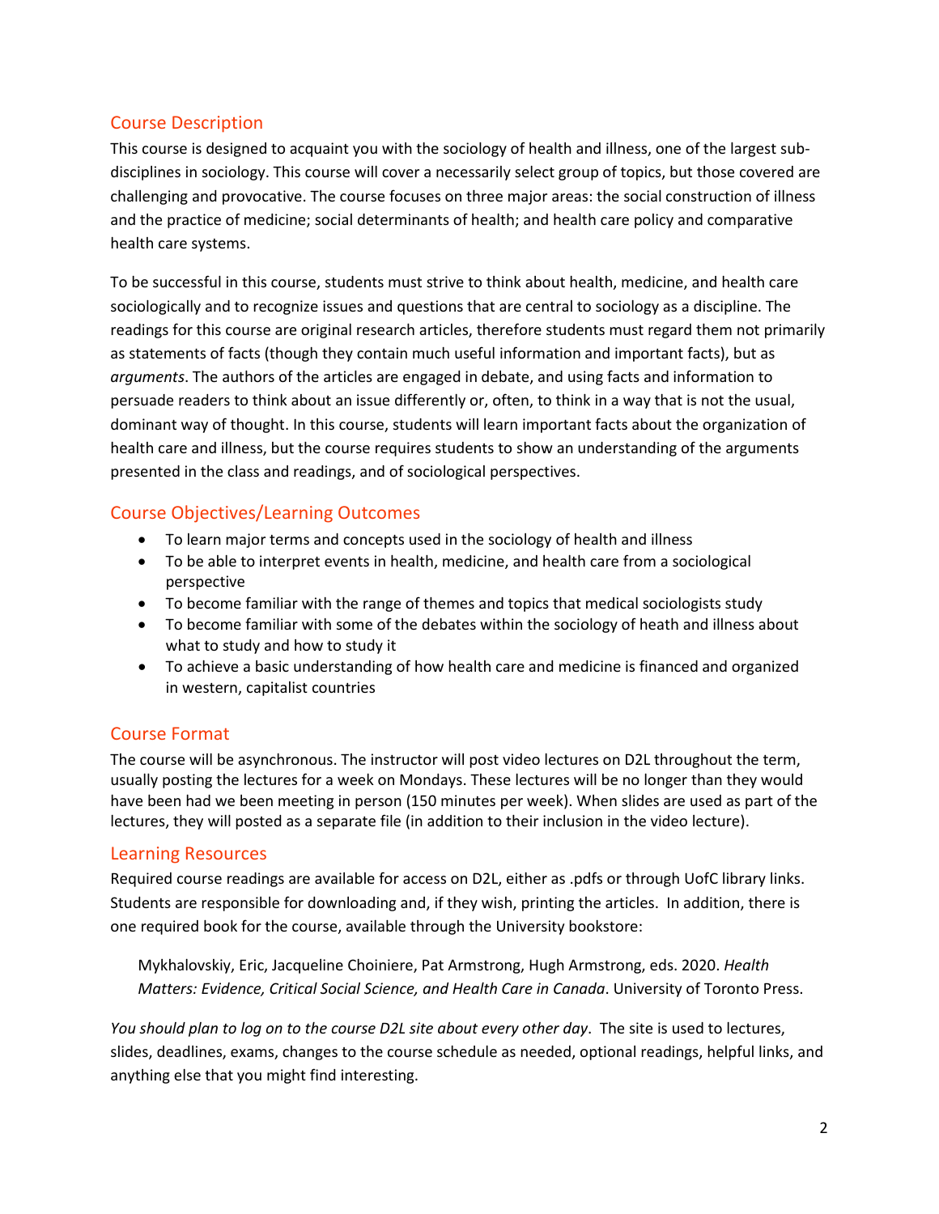## Course Description

This course is designed to acquaint you with the sociology of health and illness, one of the largest sub-disciplines in sociology. This course will cover a necessarily select group of topics, but those covered are challenging and provocative. The course focuses on three major areas: the social construction of illness and the practice of medicine; social determinants of health; and health care policy and comparative health care systems.

To be successful in this course, students must strive to think about health, medicine, and health care sociologically and to recognize issues and questions that are central to sociology as a discipline. The readings for this course are original research articles, therefore students must regard them not primarily as statements of facts (though they contain much useful information and important facts), but as *arguments*. The authors of the articles are engaged in debate, and using facts and information to persuade readers to think about an issue differently or, often, to think in a way that is not the usual, dominant way of thought. In this course, students will learn important facts about the organization of health care and illness, but the course requires students to show an understanding of the arguments presented in the class and readings, and of sociological perspectives.

## Course Objectives/Learning Outcomes

- To learn major terms and concepts used in the sociology of health and illness
- To be able to interpret events in health, medicine, and health care from a sociological perspective
- To become familiar with the range of themes and topics that medical sociologists study
- To become familiar with some of the debates within the sociology of heath and illness about what to study and how to study it
- To achieve a basic understanding of how health care and medicine is financed and organized in western, capitalist countries

## Course Format

The course will be asynchronous. The instructor will post video lectures on D2L throughout the term, usually posting the lectures for a week on Mondays. These lectures will be no longer than they would have been had we been meeting in person (150 minutes per week). When slides are used as part of the lectures, they will posted as a separate file (in addition to their inclusion in the video lecture).

## Learning Resources

Required course readings are available for access on D2L, either as .pdfs or through UofC library links. Students are responsible for downloading and, if they wish, printing the articles. In addition, there is one required book for the course, available through the University bookstore:

> Mykhalovskiy, Eric, Jacqueline Choiniere, Pat Armstrong, Hugh Armstrong, eds. 2020. *Health Matters: Evidence, Critical Social Science, and Health Care in Canada*. University of Toronto Press.

*You should plan to log on to the course D2L site about every other day*. The site is used to lectures, slides, deadlines, exams, changes to the course schedule as needed, optional readings, helpful links, and anything else that you might find interesting.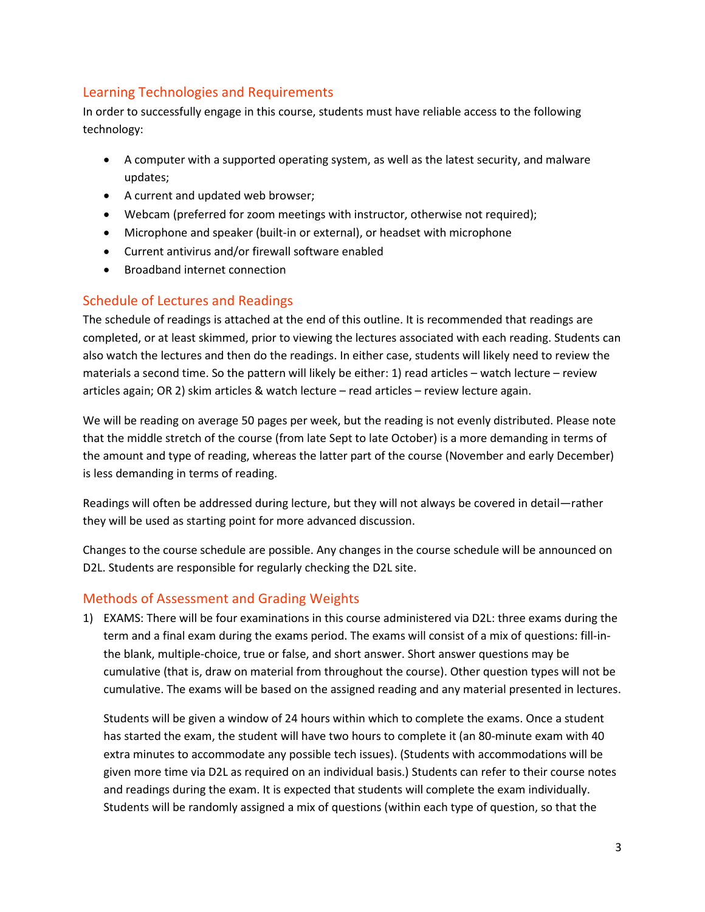## Learning Technologies and Requirements

In order to successfully engage in this course, students must have reliable access to the following technology:

- A computer with a supported operating system, as well as the latest security, and malware updates;
- A current and updated web browser;
- Webcam (preferred for zoom meetings with instructor, otherwise not required);
- Microphone and speaker (built-in or external), or headset with microphone
- Current antivirus and/or firewall software enabled
- Broadband internet connection

## Schedule of Lectures and Readings

The schedule of readings is attached at the end of this outline. It is recommended that readings are completed, or at least skimmed, prior to viewing the lectures associated with each reading. Students can also watch the lectures and then do the readings. In either case, students will likely need to review the materials a second time. So the pattern will likely be either: 1) read articles – watch lecture – review articles again; OR 2) skim articles & watch lecture – read articles – review lecture again.

We will be reading on average 50 pages per week, but the reading is not evenly distributed. Please note that the middle stretch of the course (from late Sept to late October) is a more demanding in terms of the amount and type of reading, whereas the latter part of the course (November and early December) is less demanding in terms of reading.

Readings will often be addressed during lecture, but they will not always be covered in detail—rather they will be used as starting point for more advanced discussion.

Changes to the course schedule are possible. Any changes in the course schedule will be announced on D2L. Students are responsible for regularly checking the D2L site.

## Methods of Assessment and Grading Weights

1) EXAMS: There will be four examinations in this course administered via D2L: three exams during the term and a final exam during the exams period. The exams will consist of a mix of questions: fill-in-the blank, multiple-choice, true or false, and short answer. Short answer questions may be cumulative (that is, draw on material from throughout the course). Other question types will not be cumulative. The exams will be based on the assigned reading and any material presented in lectures.

   Students will be given a window of 24 hours within which to complete the exams. Once a student has started the exam, the student will have two hours to complete it (an 80-minute exam with 40 extra minutes to accommodate any possible tech issues). (Students with accommodations will be given more time via D2L as required on an individual basis.) Students can refer to their course notes and readings during the exam. It is expected that students will complete the exam individually. Students will be randomly assigned a mix of questions (within each type of question, so that the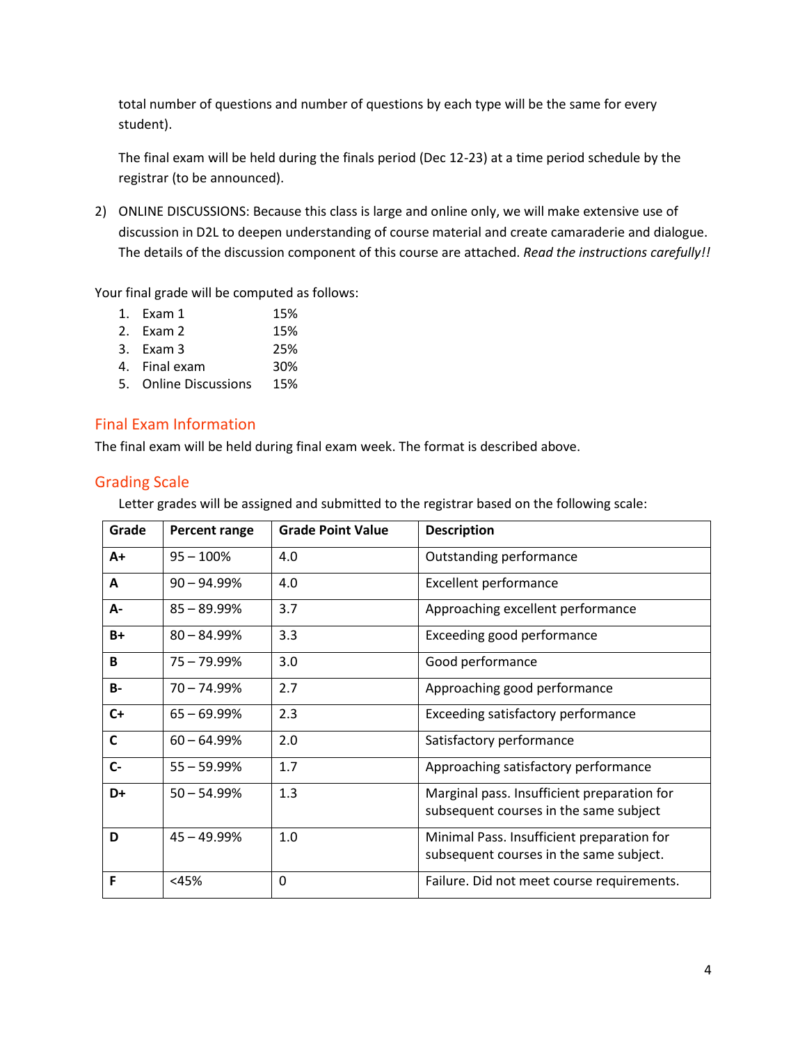total number of questions and number of questions by each type will be the same for every student).

The final exam will be held during the finals period (Dec 12-23) at a time period schedule by the registrar (to be announced).

2) ONLINE DISCUSSIONS: Because this class is large and online only, we will make extensive use of discussion in D2L to deepen understanding of course material and create camaraderie and dialogue. The details of the discussion component of this course are attached. *Read the instructions carefully!!*

Your final grade will be computed as follows:

1. Exam 1 15%
2. Exam 2 15%
3. Exam 3 25%
4. Final exam 30%
5. Online Discussions 15%

## Final Exam Information

The final exam will be held during final exam week. The format is described above.

## Grading Scale

Letter grades will be assigned and submitted to the registrar based on the following scale:

| Grade | Percent range | Grade Point Value | Description |
|---|---|---|---|
| **A+** | 95 – 100% | 4.0 | Outstanding performance |
| **A** | 90 – 94.99% | 4.0 | Excellent performance |
| **A-** | 85 – 89.99% | 3.7 | Approaching excellent performance |
| **B+** | 80 – 84.99% | 3.3 | Exceeding good performance |
| **B** | 75 – 79.99% | 3.0 | Good performance |
| **B-** | 70 – 74.99% | 2.7 | Approaching good performance |
| **C+** | 65 – 69.99% | 2.3 | Exceeding satisfactory performance |
| **C** | 60 – 64.99% | 2.0 | Satisfactory performance |
| **C-** | 55 – 59.99% | 1.7 | Approaching satisfactory performance |
| **D+** | 50 – 54.99% | 1.3 | Marginal pass. Insufficient preparation for subsequent courses in the same subject |
| **D** | 45 – 49.99% | 1.0 | Minimal Pass. Insufficient preparation for subsequent courses in the same subject. |
| **F** | <45% | 0 | Failure. Did not meet course requirements. |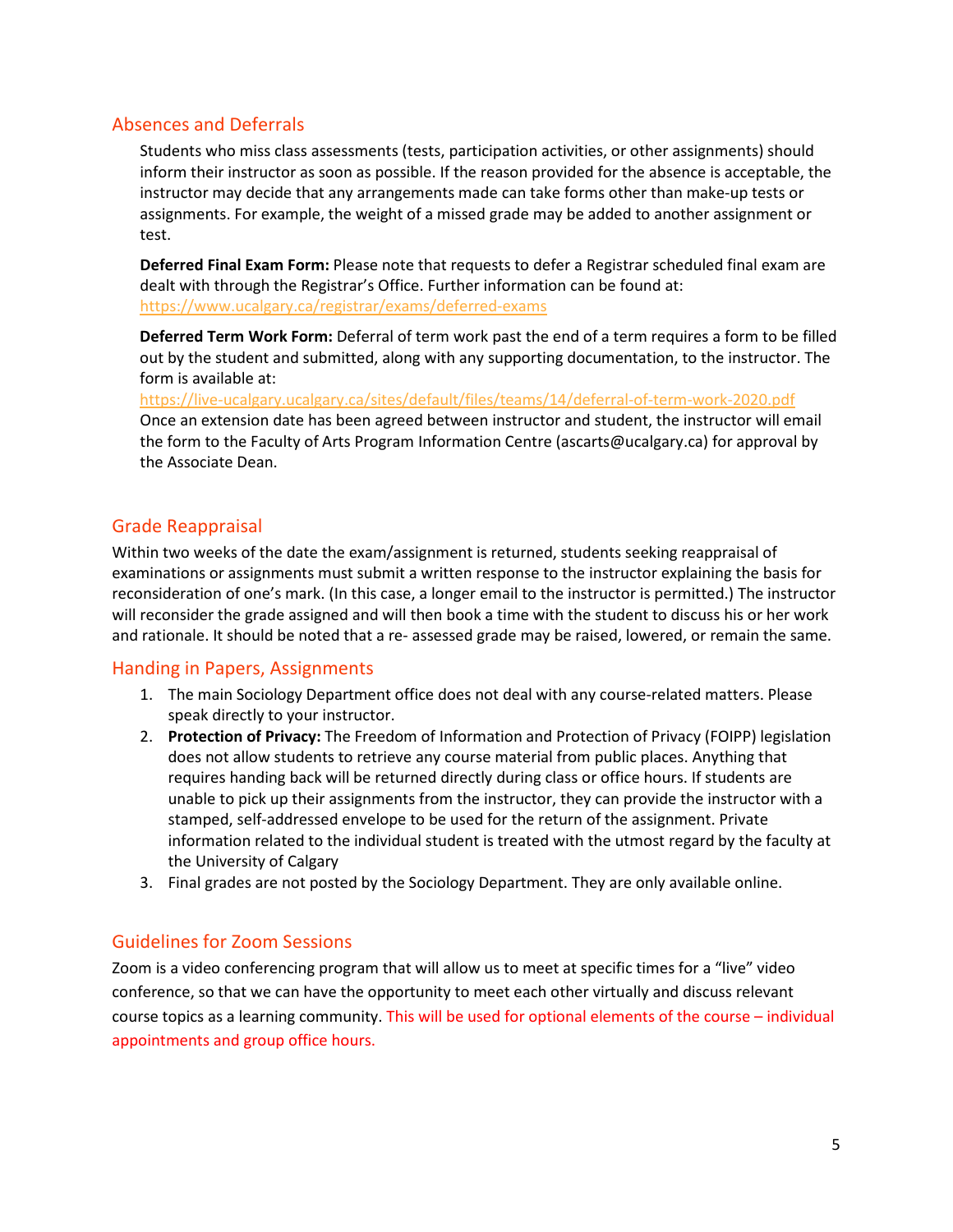## Absences and Deferrals

Students who miss class assessments (tests, participation activities, or other assignments) should inform their instructor as soon as possible. If the reason provided for the absence is acceptable, the instructor may decide that any arrangements made can take forms other than make-up tests or assignments. For example, the weight of a missed grade may be added to another assignment or test.

**Deferred Final Exam Form:** Please note that requests to defer a Registrar scheduled final exam are dealt with through the Registrar's Office. Further information can be found at: https://www.ucalgary.ca/registrar/exams/deferred-exams

**Deferred Term Work Form:** Deferral of term work past the end of a term requires a form to be filled out by the student and submitted, along with any supporting documentation, to the instructor. The form is available at:
https://live-ucalgary.ucalgary.ca/sites/default/files/teams/14/deferral-of-term-work-2020.pdf
Once an extension date has been agreed between instructor and student, the instructor will email the form to the Faculty of Arts Program Information Centre (ascarts@ucalgary.ca) for approval by the Associate Dean.

## Grade Reappraisal

Within two weeks of the date the exam/assignment is returned, students seeking reappraisal of examinations or assignments must submit a written response to the instructor explaining the basis for reconsideration of one's mark. (In this case, a longer email to the instructor is permitted.) The instructor will reconsider the grade assigned and will then book a time with the student to discuss his or her work and rationale. It should be noted that a re- assessed grade may be raised, lowered, or remain the same.

## Handing in Papers, Assignments

1. The main Sociology Department office does not deal with any course-related matters. Please speak directly to your instructor.
2. **Protection of Privacy:** The Freedom of Information and Protection of Privacy (FOIPP) legislation does not allow students to retrieve any course material from public places. Anything that requires handing back will be returned directly during class or office hours. If students are unable to pick up their assignments from the instructor, they can provide the instructor with a stamped, self-addressed envelope to be used for the return of the assignment. Private information related to the individual student is treated with the utmost regard by the faculty at the University of Calgary
3. Final grades are not posted by the Sociology Department. They are only available online.

## Guidelines for Zoom Sessions

Zoom is a video conferencing program that will allow us to meet at specific times for a "live" video conference, so that we can have the opportunity to meet each other virtually and discuss relevant course topics as a learning community. This will be used for optional elements of the course – individual appointments and group office hours.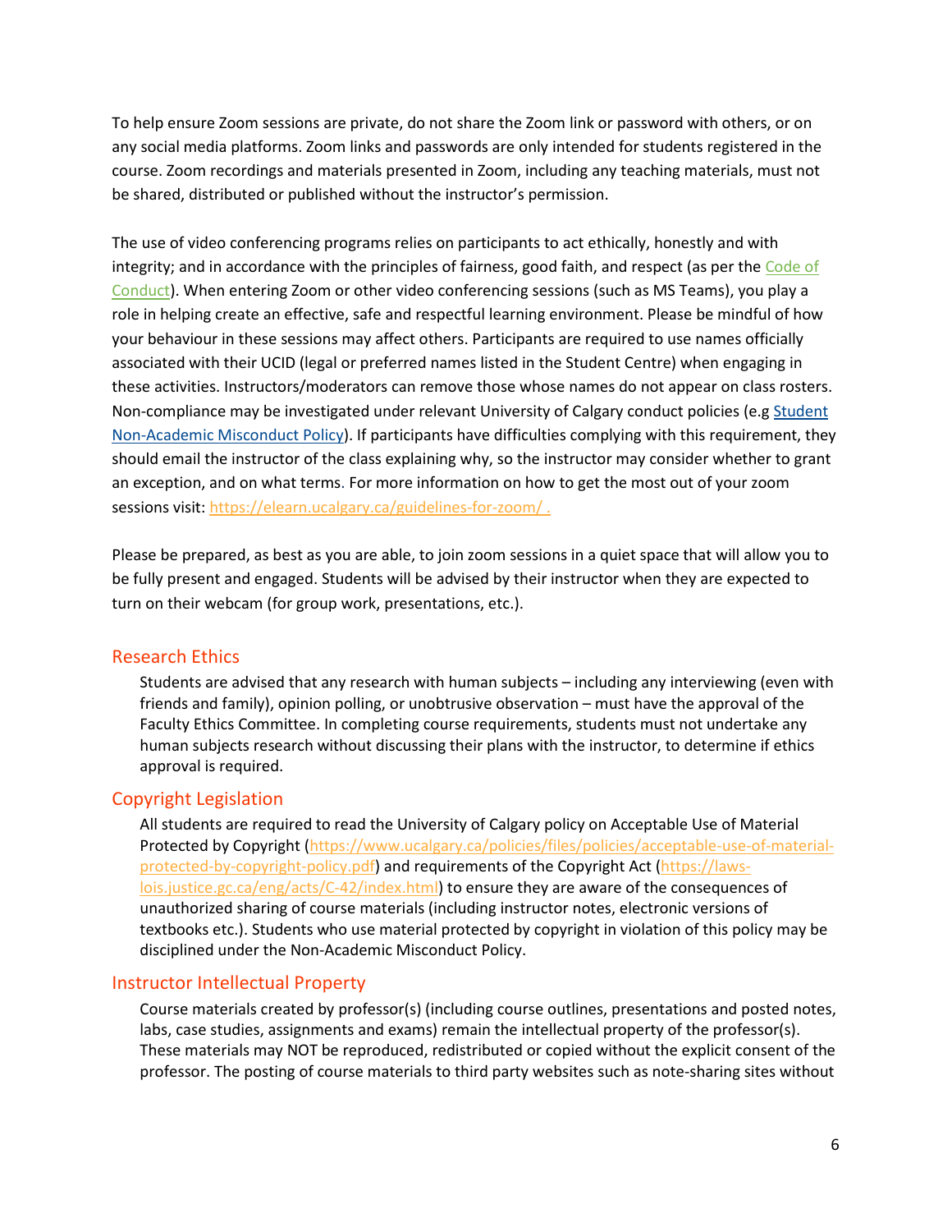To help ensure Zoom sessions are private, do not share the Zoom link or password with others, or on any social media platforms. Zoom links and passwords are only intended for students registered in the course. Zoom recordings and materials presented in Zoom, including any teaching materials, must not be shared, distributed or published without the instructor's permission.

The use of video conferencing programs relies on participants to act ethically, honestly and with integrity; and in accordance with the principles of fairness, good faith, and respect (as per the Code of Conduct). When entering Zoom or other video conferencing sessions (such as MS Teams), you play a role in helping create an effective, safe and respectful learning environment. Please be mindful of how your behaviour in these sessions may affect others. Participants are required to use names officially associated with their UCID (legal or preferred names listed in the Student Centre) when engaging in these activities. Instructors/moderators can remove those whose names do not appear on class rosters. Non-compliance may be investigated under relevant University of Calgary conduct policies (e.g Student Non-Academic Misconduct Policy). If participants have difficulties complying with this requirement, they should email the instructor of the class explaining why, so the instructor may consider whether to grant an exception, and on what terms. For more information on how to get the most out of your zoom sessions visit: https://elearn.ucalgary.ca/guidelines-for-zoom/ .

Please be prepared, as best as you are able, to join zoom sessions in a quiet space that will allow you to be fully present and engaged. Students will be advised by their instructor when they are expected to turn on their webcam (for group work, presentations, etc.).

## Research Ethics

Students are advised that any research with human subjects – including any interviewing (even with friends and family), opinion polling, or unobtrusive observation – must have the approval of the Faculty Ethics Committee. In completing course requirements, students must not undertake any human subjects research without discussing their plans with the instructor, to determine if ethics approval is required.

## Copyright Legislation

All students are required to read the University of Calgary policy on Acceptable Use of Material Protected by Copyright (https://www.ucalgary.ca/policies/files/policies/acceptable-use-of-material-protected-by-copyright-policy.pdf) and requirements of the Copyright Act (https://laws-lois.justice.gc.ca/eng/acts/C-42/index.html) to ensure they are aware of the consequences of unauthorized sharing of course materials (including instructor notes, electronic versions of textbooks etc.). Students who use material protected by copyright in violation of this policy may be disciplined under the Non-Academic Misconduct Policy.

## Instructor Intellectual Property

Course materials created by professor(s) (including course outlines, presentations and posted notes, labs, case studies, assignments and exams) remain the intellectual property of the professor(s). These materials may NOT be reproduced, redistributed or copied without the explicit consent of the professor. The posting of course materials to third party websites such as note-sharing sites without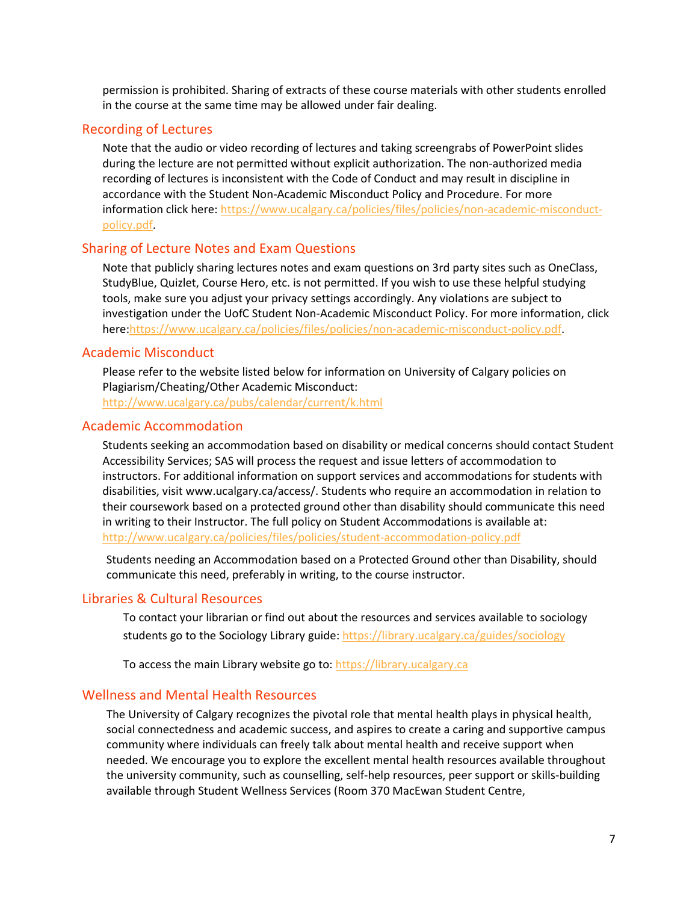permission is prohibited. Sharing of extracts of these course materials with other students enrolled in the course at the same time may be allowed under fair dealing.

## Recording of Lectures

Note that the audio or video recording of lectures and taking screengrabs of PowerPoint slides during the lecture are not permitted without explicit authorization. The non-authorized media recording of lectures is inconsistent with the Code of Conduct and may result in discipline in accordance with the Student Non-Academic Misconduct Policy and Procedure. For more information click here: https://www.ucalgary.ca/policies/files/policies/non-academic-misconduct-policy.pdf.

## Sharing of Lecture Notes and Exam Questions

Note that publicly sharing lectures notes and exam questions on 3rd party sites such as OneClass, StudyBlue, Quizlet, Course Hero, etc. is not permitted. If you wish to use these helpful studying tools, make sure you adjust your privacy settings accordingly. Any violations are subject to investigation under the UofC Student Non-Academic Misconduct Policy. For more information, click here:https://www.ucalgary.ca/policies/files/policies/non-academic-misconduct-policy.pdf.

## Academic Misconduct

Please refer to the website listed below for information on University of Calgary policies on Plagiarism/Cheating/Other Academic Misconduct:
http://www.ucalgary.ca/pubs/calendar/current/k.html

## Academic Accommodation

Students seeking an accommodation based on disability or medical concerns should contact Student Accessibility Services; SAS will process the request and issue letters of accommodation to instructors. For additional information on support services and accommodations for students with disabilities, visit www.ucalgary.ca/access/. Students who require an accommodation in relation to their coursework based on a protected ground other than disability should communicate this need in writing to their Instructor. The full policy on Student Accommodations is available at: http://www.ucalgary.ca/policies/files/policies/student-accommodation-policy.pdf

Students needing an Accommodation based on a Protected Ground other than Disability, should communicate this need, preferably in writing, to the course instructor.

## Libraries & Cultural Resources

To contact your librarian or find out about the resources and services available to sociology students go to the Sociology Library guide: https://library.ucalgary.ca/guides/sociology

To access the main Library website go to: https://library.ucalgary.ca

## Wellness and Mental Health Resources

The University of Calgary recognizes the pivotal role that mental health plays in physical health, social connectedness and academic success, and aspires to create a caring and supportive campus community where individuals can freely talk about mental health and receive support when needed. We encourage you to explore the excellent mental health resources available throughout the university community, such as counselling, self-help resources, peer support or skills-building available through Student Wellness Services (Room 370 MacEwan Student Centre,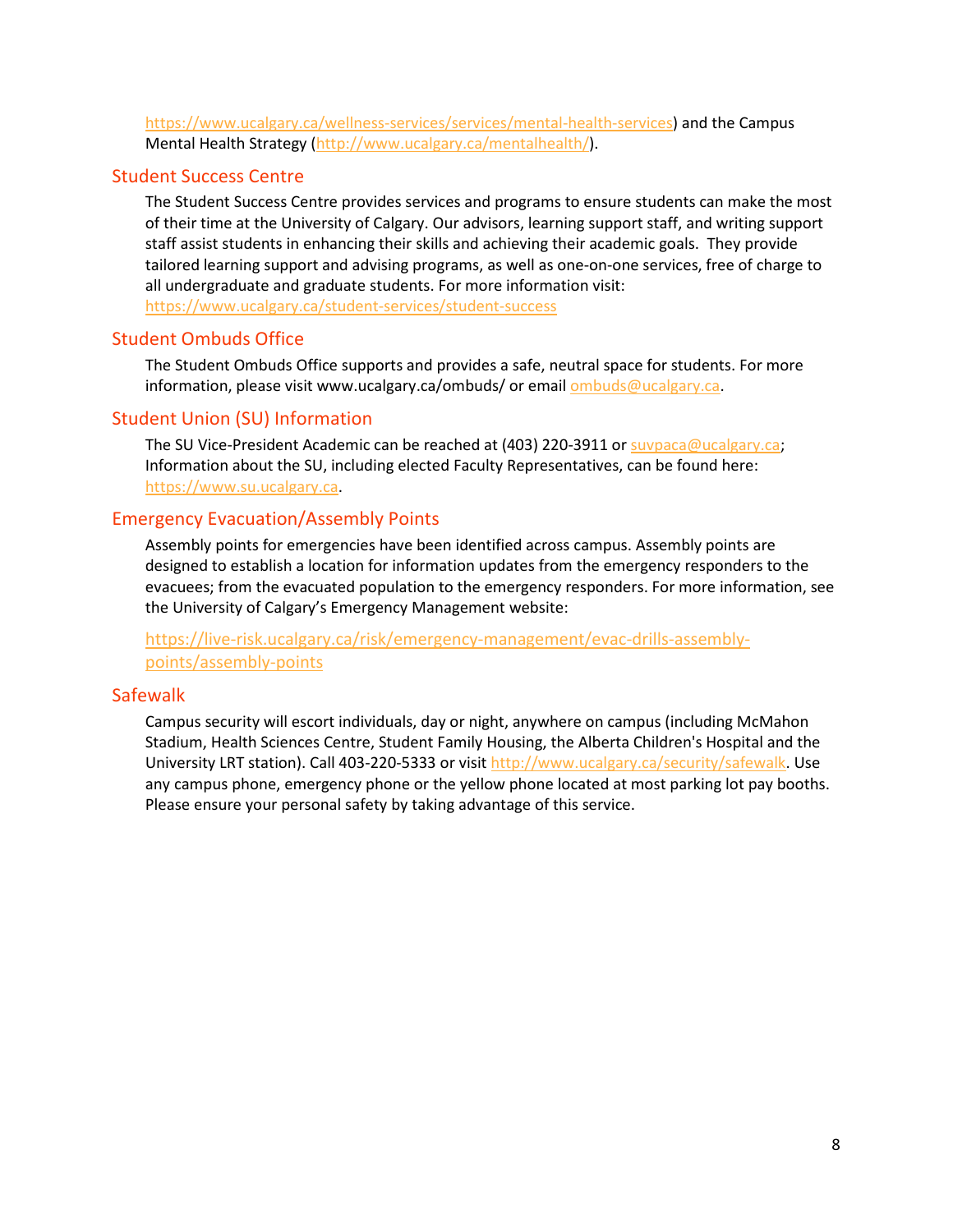https://www.ucalgary.ca/wellness-services/services/mental-health-services) and the Campus Mental Health Strategy (http://www.ucalgary.ca/mentalhealth/).

## Student Success Centre

The Student Success Centre provides services and programs to ensure students can make the most of their time at the University of Calgary. Our advisors, learning support staff, and writing support staff assist students in enhancing their skills and achieving their academic goals. They provide tailored learning support and advising programs, as well as one-on-one services, free of charge to all undergraduate and graduate students. For more information visit: https://www.ucalgary.ca/student-services/student-success

## Student Ombuds Office

The Student Ombuds Office supports and provides a safe, neutral space for students. For more information, please visit www.ucalgary.ca/ombuds/ or email ombuds@ucalgary.ca.

## Student Union (SU) Information

The SU Vice-President Academic can be reached at (403) 220-3911 or suvpaca@ucalgary.ca; Information about the SU, including elected Faculty Representatives, can be found here: https://www.su.ucalgary.ca.

## Emergency Evacuation/Assembly Points

Assembly points for emergencies have been identified across campus. Assembly points are designed to establish a location for information updates from the emergency responders to the evacuees; from the evacuated population to the emergency responders. For more information, see the University of Calgary's Emergency Management website:

https://live-risk.ucalgary.ca/risk/emergency-management/evac-drills-assembly-points/assembly-points

## Safewalk

Campus security will escort individuals, day or night, anywhere on campus (including McMahon Stadium, Health Sciences Centre, Student Family Housing, the Alberta Children's Hospital and the University LRT station). Call 403-220-5333 or visit http://www.ucalgary.ca/security/safewalk. Use any campus phone, emergency phone or the yellow phone located at most parking lot pay booths. Please ensure your personal safety by taking advantage of this service.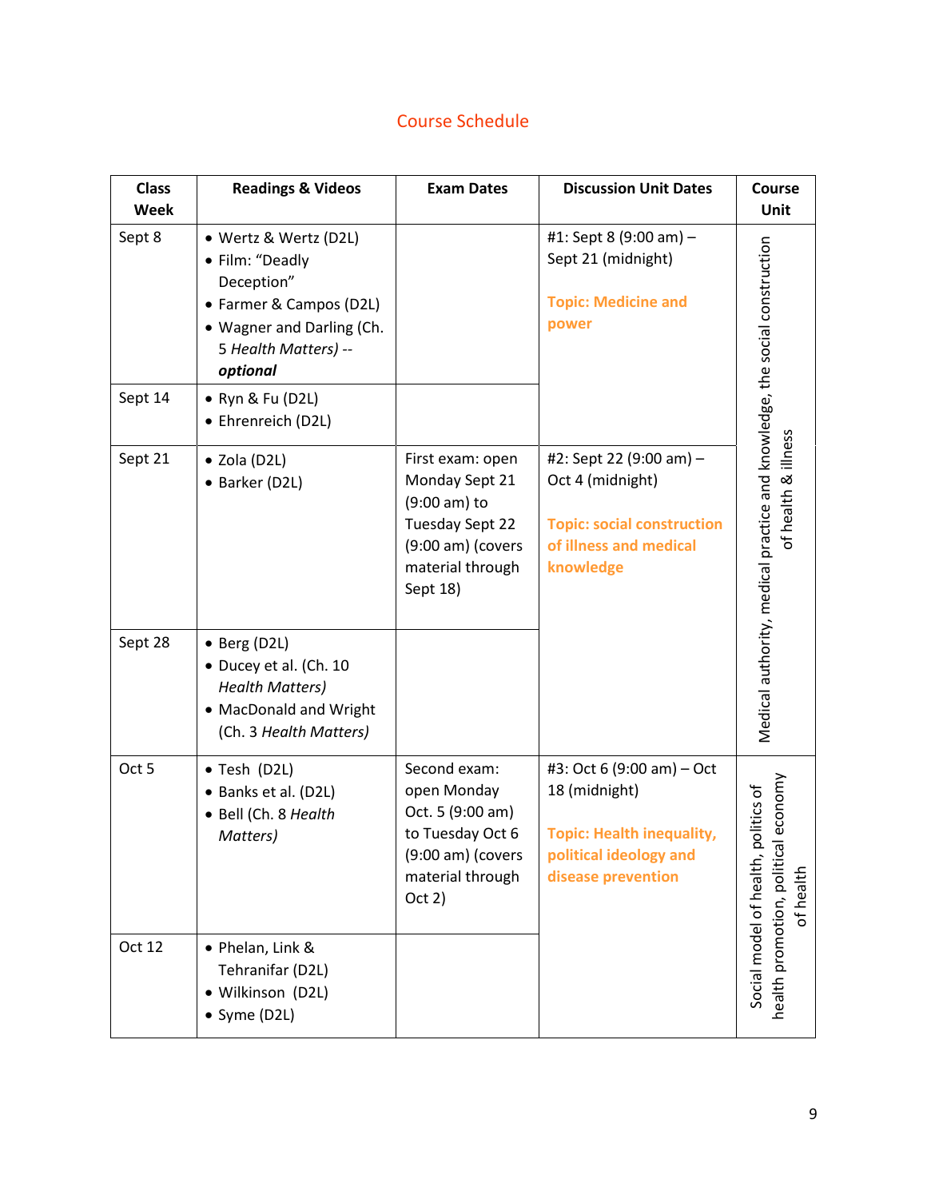## Course Schedule

| Class Week | Readings & Videos | Exam Dates | Discussion Unit Dates | Course Unit |
|---|---|---|---|---|
| Sept 8 | • Wertz & Wertz (D2L)<br>• Film: "Deadly Deception"<br>• Farmer & Campos (D2L)<br>• Wagner and Darling (Ch. 5 *Health Matters*) -- ***optional*** | | #1: Sept 8 (9:00 am) – Sept 21 (midnight)<br><br>**Topic: Medicine and power** | Medical authority, medical practice and knowledge, the social construction of health & illness |
| Sept 14 | • Ryn & Fu (D2L)<br>• Ehrenreich (D2L) | | | |
| Sept 21 | • Zola (D2L)<br>• Barker (D2L) | First exam: open Monday Sept 21 (9:00 am) to Tuesday Sept 22 (9:00 am) (covers material through Sept 18) | #2: Sept 22 (9:00 am) – Oct 4 (midnight)<br><br>**Topic: social construction of illness and medical knowledge** | |
| Sept 28 | • Berg (D2L)<br>• Ducey et al. (Ch. 10 *Health Matters)*<br>• MacDonald and Wright (Ch. 3 *Health Matters)* | | | |
| Oct 5 | • Tesh (D2L)<br>• Banks et al. (D2L)<br>• Bell (Ch. 8 *Health Matters)* | Second exam: open Monday Oct. 5 (9:00 am) to Tuesday Oct 6 (9:00 am) (covers material through Oct 2) | #3: Oct 6 (9:00 am) – Oct 18 (midnight)<br><br>**Topic: Health inequality, political ideology and disease prevention** | Social model of health, politics of health promotion, political economy of health |
| Oct 12 | • Phelan, Link & Tehranifar (D2L)<br>• Wilkinson (D2L)<br>• Syme (D2L) | | | |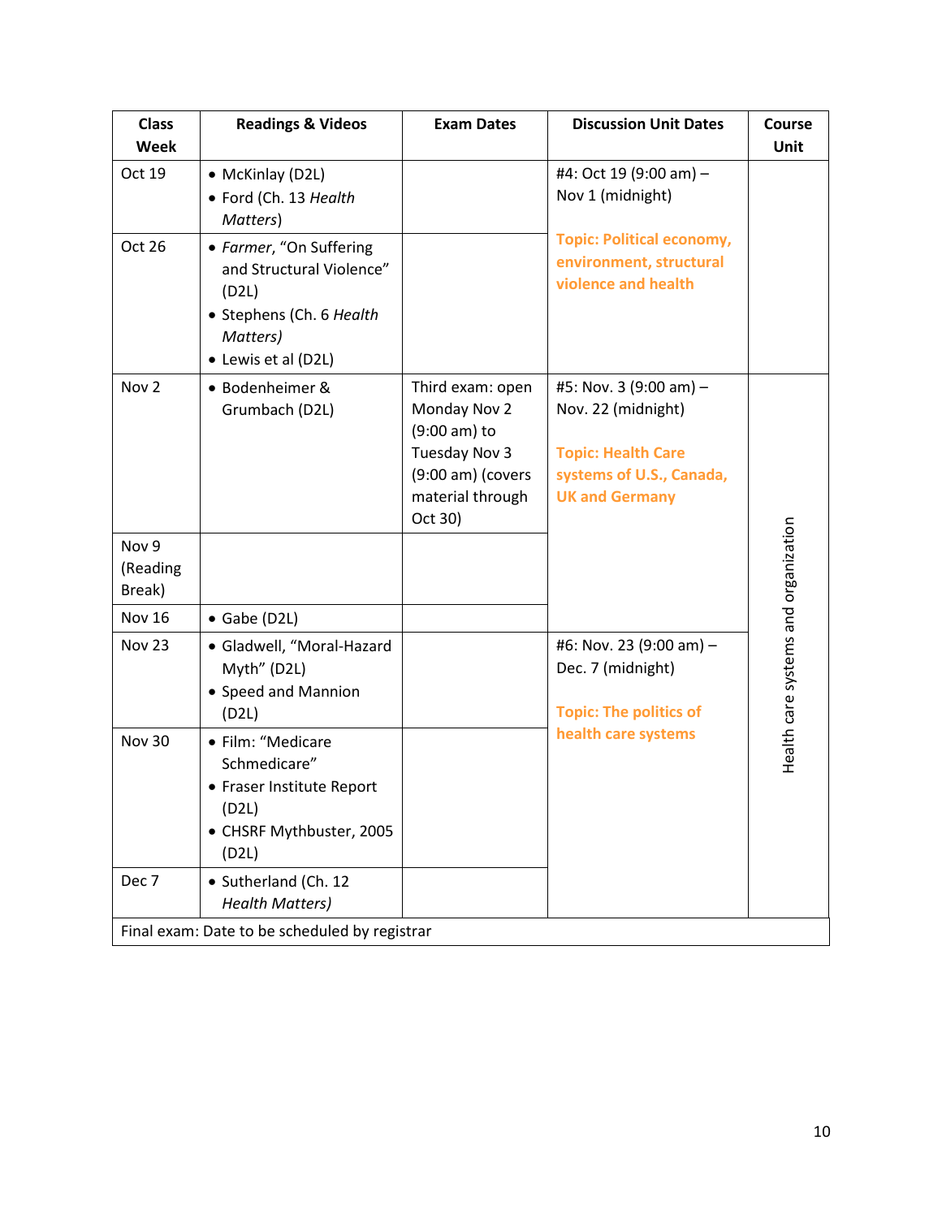| Class Week | Readings & Videos | Exam Dates | Discussion Unit Dates | Course Unit |
|---|---|---|---|---|
| Oct 19 | • McKinlay (D2L)<br>• Ford (Ch. 13 *Health Matters*) | | #4: Oct 19 (9:00 am) – Nov 1 (midnight)<br><br>**Topic: Political economy, environment, structural violence and health** | |
| Oct 26 | • *Farmer*, "On Suffering and Structural Violence" (D2L)<br>• Stephens (Ch. 6 *Health Matters)*<br>• Lewis et al (D2L) | | | |
| Nov 2 | • Bodenheimer & Grumbach (D2L) | Third exam: open Monday Nov 2 (9:00 am) to Tuesday Nov 3 (9:00 am) (covers material through Oct 30) | #5: Nov. 3 (9:00 am) – Nov. 22 (midnight)<br><br>**Topic: Health Care systems of U.S., Canada, UK and Germany** | Health care systems and organization |
| Nov 9 (Reading Break) | | | | |
| Nov 16 | • Gabe (D2L) | | | |
| Nov 23 | • Gladwell, "Moral-Hazard Myth" (D2L)<br>• Speed and Mannion (D2L) | | #6: Nov. 23 (9:00 am) – Dec. 7 (midnight)<br><br>**Topic: The politics of health care systems** | |
| Nov 30 | • Film: "Medicare Schmedicare"<br>• Fraser Institute Report (D2L)<br>• CHSRF Mythbuster, 2005 (D2L) | | | |
| Dec 7 | • Sutherland (Ch. 12 *Health Matters)* | | | |
| Final exam: Date to be scheduled by registrar | | | | |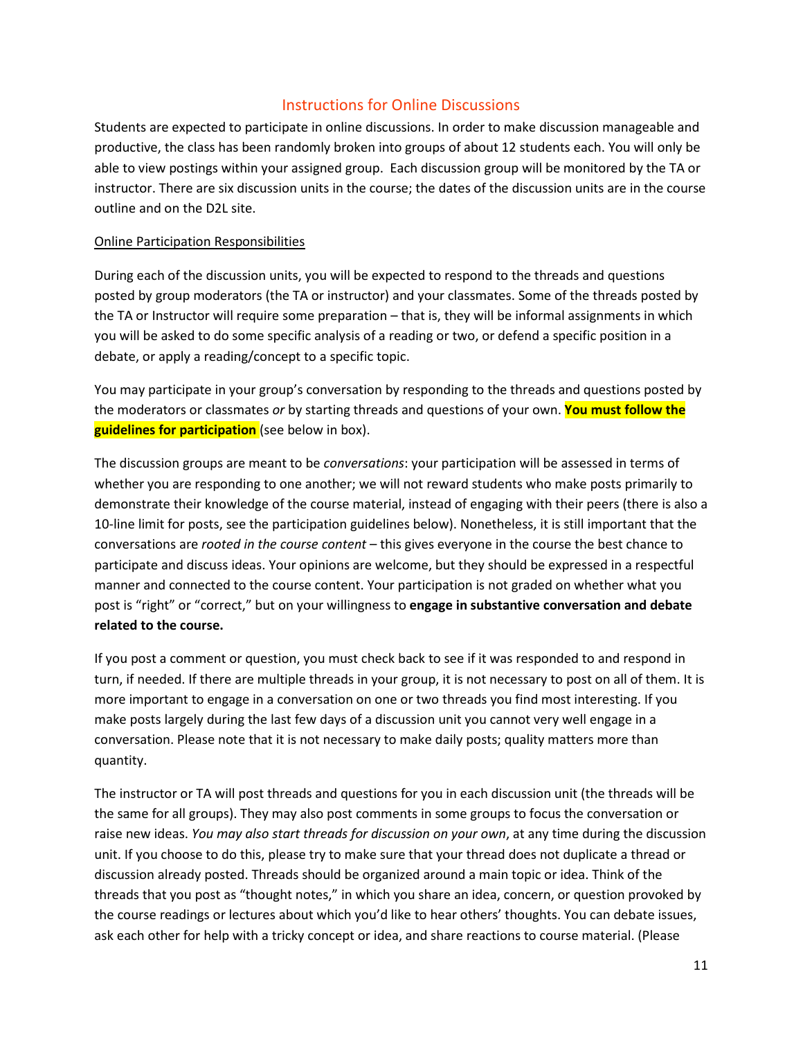## Instructions for Online Discussions

Students are expected to participate in online discussions. In order to make discussion manageable and productive, the class has been randomly broken into groups of about 12 students each. You will only be able to view postings within your assigned group. Each discussion group will be monitored by the TA or instructor. There are six discussion units in the course; the dates of the discussion units are in the course outline and on the D2L site.

### Online Participation Responsibilities

During each of the discussion units, you will be expected to respond to the threads and questions posted by group moderators (the TA or instructor) and your classmates. Some of the threads posted by the TA or Instructor will require some preparation – that is, they will be informal assignments in which you will be asked to do some specific analysis of a reading or two, or defend a specific position in a debate, or apply a reading/concept to a specific topic.

You may participate in your group's conversation by responding to the threads and questions posted by the moderators or classmates *or* by starting threads and questions of your own. **You must follow the guidelines for participation** (see below in box).

The discussion groups are meant to be *conversations*: your participation will be assessed in terms of whether you are responding to one another; we will not reward students who make posts primarily to demonstrate their knowledge of the course material, instead of engaging with their peers (there is also a 10-line limit for posts, see the participation guidelines below). Nonetheless, it is still important that the conversations are *rooted in the course content* – this gives everyone in the course the best chance to participate and discuss ideas. Your opinions are welcome, but they should be expressed in a respectful manner and connected to the course content. Your participation is not graded on whether what you post is "right" or "correct," but on your willingness to **engage in substantive conversation and debate related to the course.**

If you post a comment or question, you must check back to see if it was responded to and respond in turn, if needed. If there are multiple threads in your group, it is not necessary to post on all of them. It is more important to engage in a conversation on one or two threads you find most interesting. If you make posts largely during the last few days of a discussion unit you cannot very well engage in a conversation. Please note that it is not necessary to make daily posts; quality matters more than quantity.

The instructor or TA will post threads and questions for you in each discussion unit (the threads will be the same for all groups). They may also post comments in some groups to focus the conversation or raise new ideas. *You may also start threads for discussion on your own*, at any time during the discussion unit. If you choose to do this, please try to make sure that your thread does not duplicate a thread or discussion already posted. Threads should be organized around a main topic or idea. Think of the threads that you post as "thought notes," in which you share an idea, concern, or question provoked by the course readings or lectures about which you'd like to hear others' thoughts. You can debate issues, ask each other for help with a tricky concept or idea, and share reactions to course material. (Please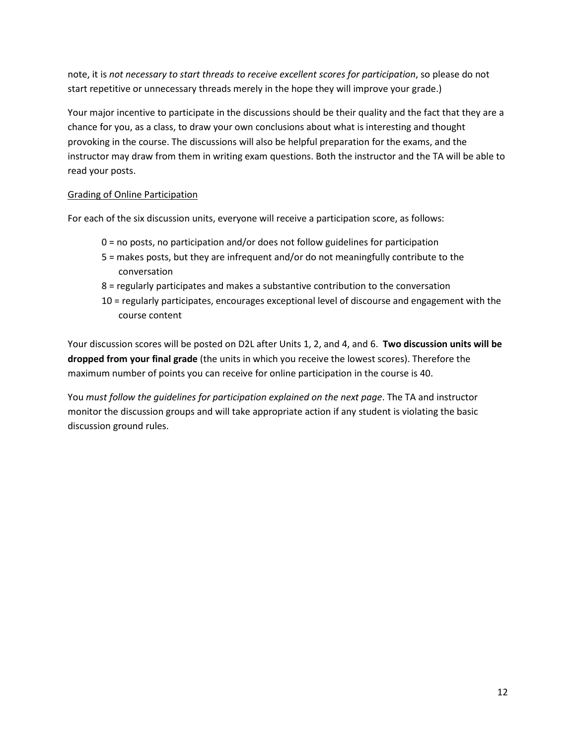note, it is *not necessary to start threads to receive excellent scores for participation*, so please do not start repetitive or unnecessary threads merely in the hope they will improve your grade.)

Your major incentive to participate in the discussions should be their quality and the fact that they are a chance for you, as a class, to draw your own conclusions about what is interesting and thought provoking in the course. The discussions will also be helpful preparation for the exams, and the instructor may draw from them in writing exam questions. Both the instructor and the TA will be able to read your posts.

<u>Grading of Online Participation</u>

For each of the six discussion units, everyone will receive a participation score, as follows:

- 0 = no posts, no participation and/or does not follow guidelines for participation
- 5 = makes posts, but they are infrequent and/or do not meaningfully contribute to the conversation
- 8 = regularly participates and makes a substantive contribution to the conversation
- 10 = regularly participates, encourages exceptional level of discourse and engagement with the course content

Your discussion scores will be posted on D2L after Units 1, 2, and 4, and 6. **Two discussion units will be dropped from your final grade** (the units in which you receive the lowest scores). Therefore the maximum number of points you can receive for online participation in the course is 40.

You *must follow the guidelines for participation explained on the next page*. The TA and instructor monitor the discussion groups and will take appropriate action if any student is violating the basic discussion ground rules.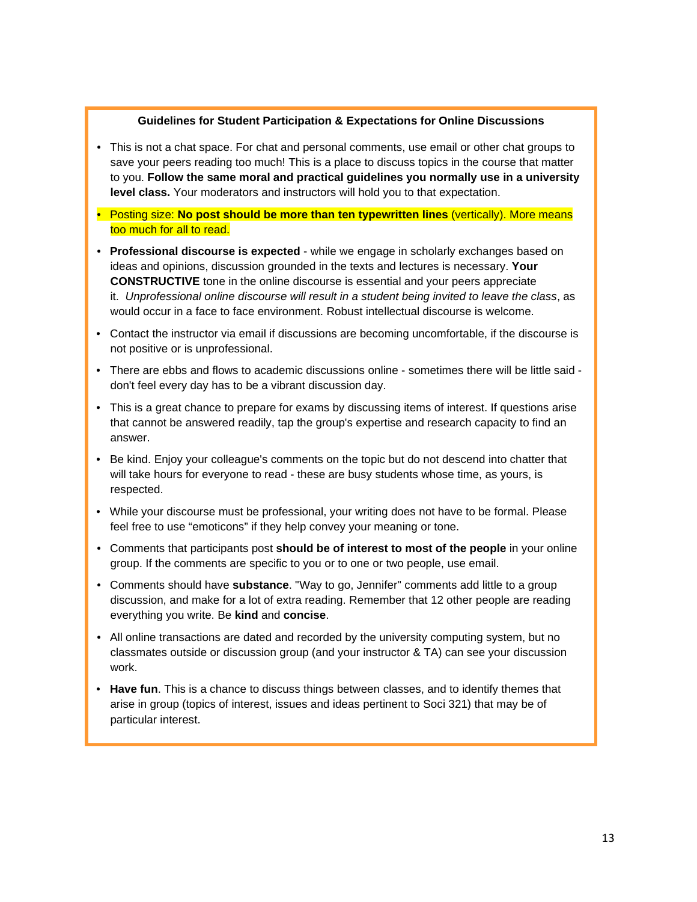**Guidelines for Student Participation & Expectations for Online Discussions**

- This is not a chat space. For chat and personal comments, use email or other chat groups to save your peers reading too much! This is a place to discuss topics in the course that matter to you. **Follow the same moral and practical guidelines you normally use in a university level class.** Your moderators and instructors will hold you to that expectation.
- Posting size: **No post should be more than ten typewritten lines** (vertically). More means too much for all to read.
- **Professional discourse is expected** - while we engage in scholarly exchanges based on ideas and opinions, discussion grounded in the texts and lectures is necessary. **Your CONSTRUCTIVE** tone in the online discourse is essential and your peers appreciate it. *Unprofessional online discourse will result in a student being invited to leave the class*, as would occur in a face to face environment. Robust intellectual discourse is welcome.
- Contact the instructor via email if discussions are becoming uncomfortable, if the discourse is not positive or is unprofessional.
- There are ebbs and flows to academic discussions online - sometimes there will be little said - don't feel every day has to be a vibrant discussion day.
- This is a great chance to prepare for exams by discussing items of interest. If questions arise that cannot be answered readily, tap the group's expertise and research capacity to find an answer.
- Be kind. Enjoy your colleague's comments on the topic but do not descend into chatter that will take hours for everyone to read - these are busy students whose time, as yours, is respected.
- While your discourse must be professional, your writing does not have to be formal. Please feel free to use "emoticons" if they help convey your meaning or tone.
- Comments that participants post **should be of interest to most of the people** in your online group. If the comments are specific to you or to one or two people, use email.
- Comments should have **substance**. "Way to go, Jennifer" comments add little to a group discussion, and make for a lot of extra reading. Remember that 12 other people are reading everything you write. Be **kind** and **concise**.
- All online transactions are dated and recorded by the university computing system, but no classmates outside or discussion group (and your instructor & TA) can see your discussion work.
- **Have fun**. This is a chance to discuss things between classes, and to identify themes that arise in group (topics of interest, issues and ideas pertinent to Soci 321) that may be of particular interest.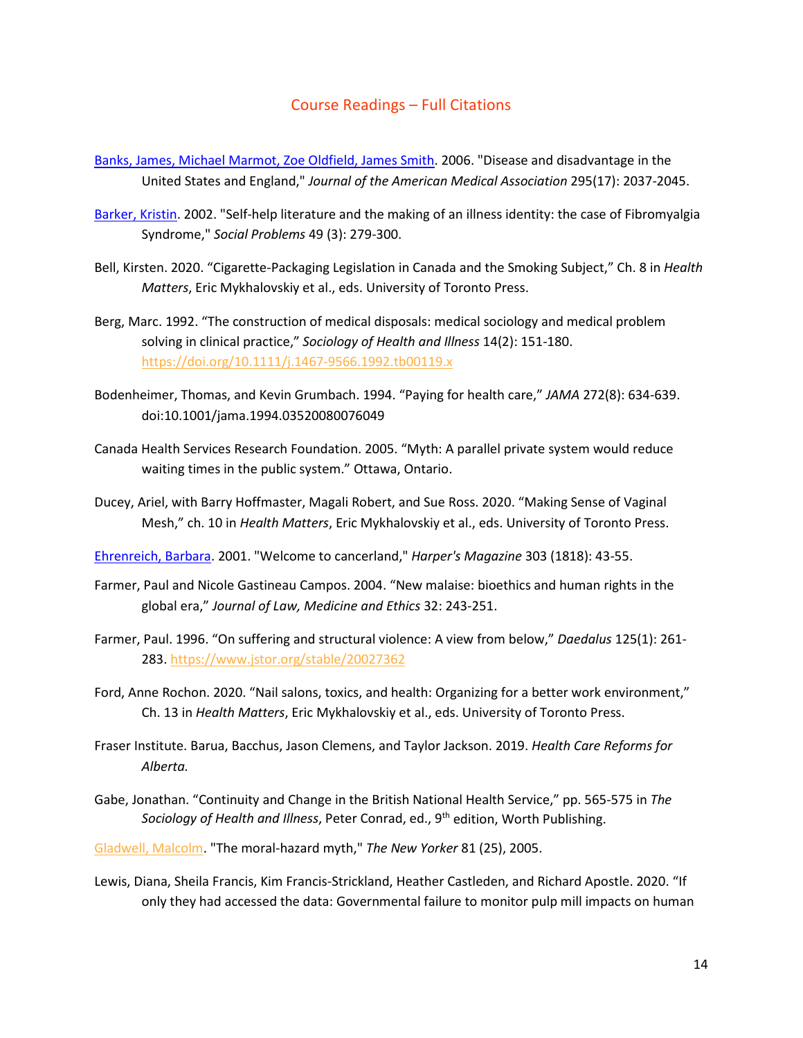## Course Readings – Full Citations

Banks, James, Michael Marmot, Zoe Oldfield, James Smith. 2006. "Disease and disadvantage in the United States and England," *Journal of the American Medical Association* 295(17): 2037-2045.

Barker, Kristin. 2002. "Self-help literature and the making of an illness identity: the case of Fibromyalgia Syndrome," *Social Problems* 49 (3): 279-300.

Bell, Kirsten. 2020. "Cigarette-Packaging Legislation in Canada and the Smoking Subject," Ch. 8 in *Health Matters*, Eric Mykhalovskiy et al., eds. University of Toronto Press.

Berg, Marc. 1992. "The construction of medical disposals: medical sociology and medical problem solving in clinical practice," *Sociology of Health and Illness* 14(2): 151-180. https://doi.org/10.1111/j.1467-9566.1992.tb00119.x

Bodenheimer, Thomas, and Kevin Grumbach. 1994. "Paying for health care," *JAMA* 272(8): 634-639. doi:10.1001/jama.1994.03520080076049

Canada Health Services Research Foundation. 2005. "Myth: A parallel private system would reduce waiting times in the public system." Ottawa, Ontario.

Ducey, Ariel, with Barry Hoffmaster, Magali Robert, and Sue Ross. 2020. "Making Sense of Vaginal Mesh," ch. 10 in *Health Matters*, Eric Mykhalovskiy et al., eds. University of Toronto Press.

Ehrenreich, Barbara. 2001. "Welcome to cancerland," *Harper's Magazine* 303 (1818): 43-55.

Farmer, Paul and Nicole Gastineau Campos. 2004. "New malaise: bioethics and human rights in the global era," *Journal of Law, Medicine and Ethics* 32: 243-251.

Farmer, Paul. 1996. "On suffering and structural violence: A view from below," *Daedalus* 125(1): 261-283. https://www.jstor.org/stable/20027362

Ford, Anne Rochon. 2020. "Nail salons, toxics, and health: Organizing for a better work environment," Ch. 13 in *Health Matters*, Eric Mykhalovskiy et al., eds. University of Toronto Press.

Fraser Institute. Barua, Bacchus, Jason Clemens, and Taylor Jackson. 2019. *Health Care Reforms for Alberta.*

Gabe, Jonathan. "Continuity and Change in the British National Health Service," pp. 565-575 in *The Sociology of Health and Illness*, Peter Conrad, ed., 9th edition, Worth Publishing.

Gladwell, Malcolm. "The moral-hazard myth," *The New Yorker* 81 (25), 2005.

Lewis, Diana, Sheila Francis, Kim Francis-Strickland, Heather Castleden, and Richard Apostle. 2020. "If only they had accessed the data: Governmental failure to monitor pulp mill impacts on human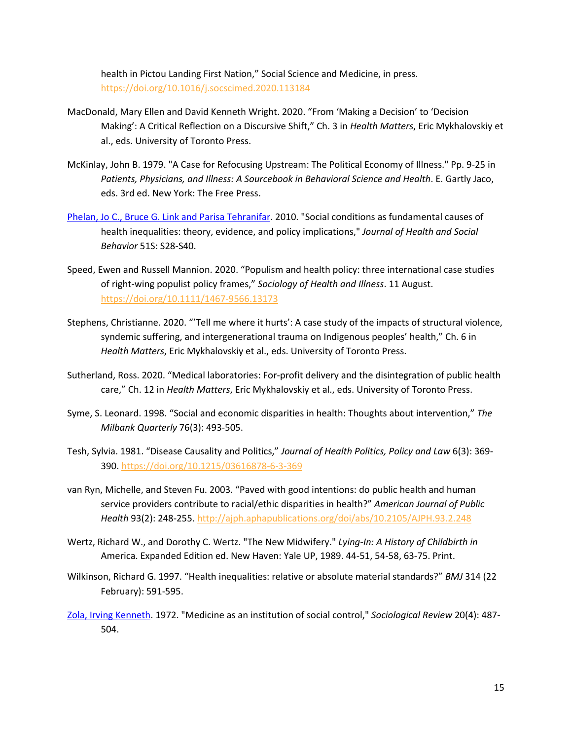health in Pictou Landing First Nation," Social Science and Medicine, in press. https://doi.org/10.1016/j.socscimed.2020.113184

MacDonald, Mary Ellen and David Kenneth Wright. 2020. "From 'Making a Decision' to 'Decision Making': A Critical Reflection on a Discursive Shift," Ch. 3 in *Health Matters*, Eric Mykhalovskiy et al., eds. University of Toronto Press.

McKinlay, John B. 1979. "A Case for Refocusing Upstream: The Political Economy of Illness." Pp. 9-25 in *Patients, Physicians, and Illness: A Sourcebook in Behavioral Science and Health*. E. Gartly Jaco, eds. 3rd ed. New York: The Free Press.

Phelan, Jo C., Bruce G. Link and Parisa Tehranifar. 2010. "Social conditions as fundamental causes of health inequalities: theory, evidence, and policy implications," *Journal of Health and Social Behavior* 51S: S28-S40.

Speed, Ewen and Russell Mannion. 2020. "Populism and health policy: three international case studies of right-wing populist policy frames," *Sociology of Health and Illness*. 11 August. https://doi.org/10.1111/1467-9566.13173

Stephens, Christianne. 2020. "'Tell me where it hurts': A case study of the impacts of structural violence, syndemic suffering, and intergenerational trauma on Indigenous peoples' health," Ch. 6 in *Health Matters*, Eric Mykhalovskiy et al., eds. University of Toronto Press.

Sutherland, Ross. 2020. "Medical laboratories: For-profit delivery and the disintegration of public health care," Ch. 12 in *Health Matters*, Eric Mykhalovskiy et al., eds. University of Toronto Press.

Syme, S. Leonard. 1998. "Social and economic disparities in health: Thoughts about intervention," *The Milbank Quarterly* 76(3): 493-505.

Tesh, Sylvia. 1981. "Disease Causality and Politics," *Journal of Health Politics, Policy and Law* 6(3): 369-390. https://doi.org/10.1215/03616878-6-3-369

van Ryn, Michelle, and Steven Fu. 2003. "Paved with good intentions: do public health and human service providers contribute to racial/ethic disparities in health?" *American Journal of Public Health* 93(2): 248-255. http://ajph.aphapublications.org/doi/abs/10.2105/AJPH.93.2.248

Wertz, Richard W., and Dorothy C. Wertz. "The New Midwifery." *Lying-In: A History of Childbirth in* America. Expanded Edition ed. New Haven: Yale UP, 1989. 44-51, 54-58, 63-75. Print.

Wilkinson, Richard G. 1997. "Health inequalities: relative or absolute material standards?" *BMJ* 314 (22 February): 591-595.

Zola, Irving Kenneth. 1972. "Medicine as an institution of social control," *Sociological Review* 20(4): 487-504.